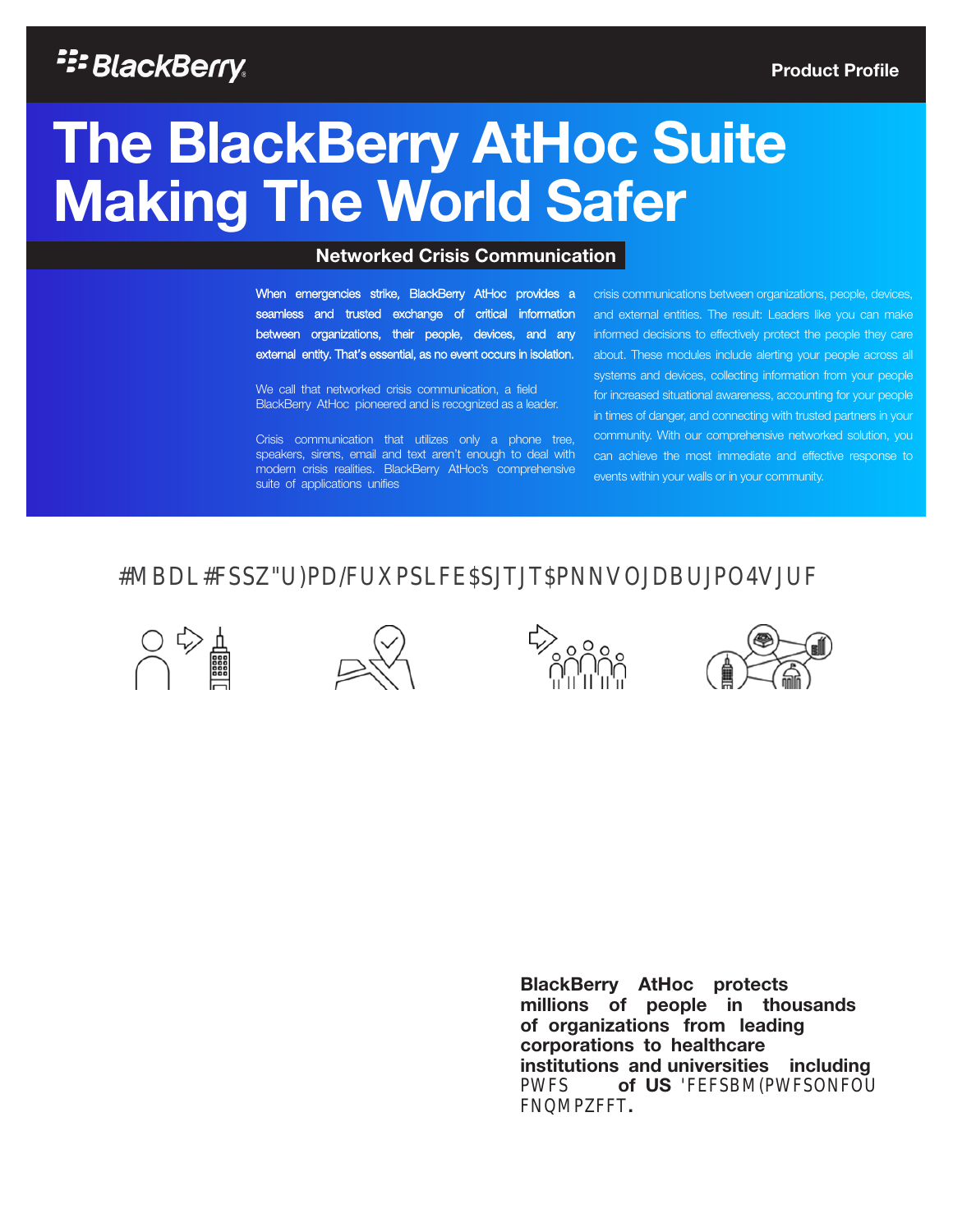# The BlackBerry AtHoc Suite Making The World Safer

## Networked Crisis Communication

**When emergencies strike, BlackBerry AtHoc provides a seamless and trusted exchange of critical information between organizations, their people, devices, and any external entity. That's essential, as no event occurs in isolation.**

We call that networked crisis communication, a field BlackBerry AtHoc pioneered and is recognized as a leader.

Crisis communication that utilizes only a phone tree, speakers, sirens, email and text aren't enough to deal with modern crisis realities. BlackBerry AtHoc's comprehensive suite of applications unifies crisis communications between organizations, people, devices, and external entities. The result: Leaders like you can make informed decisions to effectively protect the people they care about. These modules include alerting your people across all systems and devices, collecting information from your people for increased situational awareness, accounting for your people in times of danger, and connecting with trusted partners in your community. With our comprehensive networked solution, you can achieve the most immediate and effective response to events within your walls or in your community.

## #MBDL#FSSZ"U)PD/FUXPSLFE$SJTJT$PNNVOJDBUJPO4VJUF

**BlackBerry AtHoc protects millions of people in thousands of organizations from leading corporations to healthcare institutions and universities including** PWFS **of US** 'FEFSBM(PWFSONFOU FNQMPZFFT**.**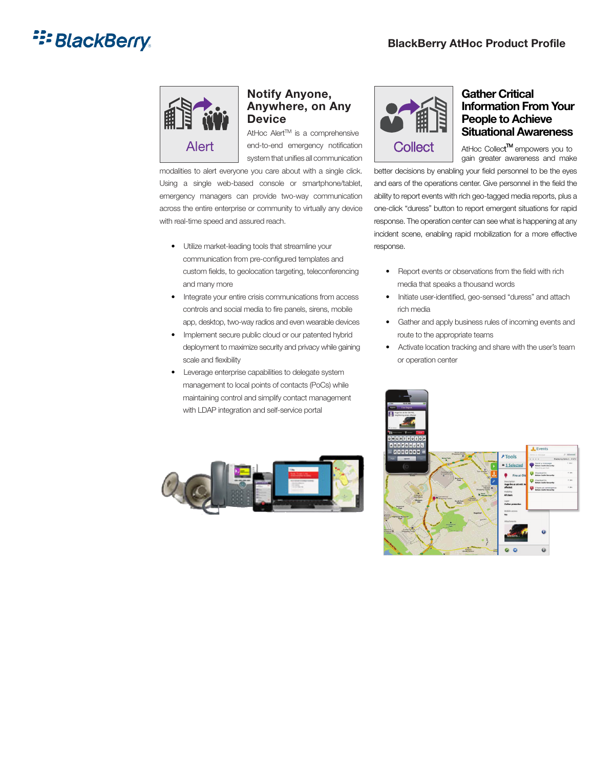## Notify Anyone, Anywhere, on Any Device

AtHoc Alert™ is a comprehensive end-to-end emergency notification system that unifies all communication modalities to alert everyone you care about with a single click. Using a single web-based console or smartphone/tablet, emergency managers can provide two-way communication across the entire enterprise or community to virtually any device with real-time speed and assured reach.

- Utilize market-leading tools that streamline your communication from pre-configured templates and custom fields, to geolocation targeting, teleconferencing and many more
- Integrate your entire crisis communications from access controls and social media to fire panels, sirens, mobile app, desktop, two-way radios and even wearable devices
- Implement secure public cloud or our patented hybrid deployment to maximize security and privacy while gaining scale and flexibility
- Leverage enterprise capabilities to delegate system management to local points of contacts (PoCs) while maintaining control and simplify contact management with LDAP integration and self-service portal

## Gather Critical Information From Your People to Achieve Situational Awareness

AtHoc Collect™ empowers you to gain greater awareness and make better decisions by enabling your field personnel to be the eyes and ears of the operations center. Give personnel in the field the ability to report events with rich geo-tagged media reports, plus a one-click "duress" button to report emergent situations for rapid response. The operation center can see what is happening at any incident scene, enabling rapid mobilization for a more effective response.

- Report events or observations from the field with rich media that speaks a thousand words
- Initiate user-identified, geo-sensed "duress" and attach rich media
- Gather and apply business rules of incoming events and route to the appropriate teams
- Activate location tracking and share with the user's team or operation center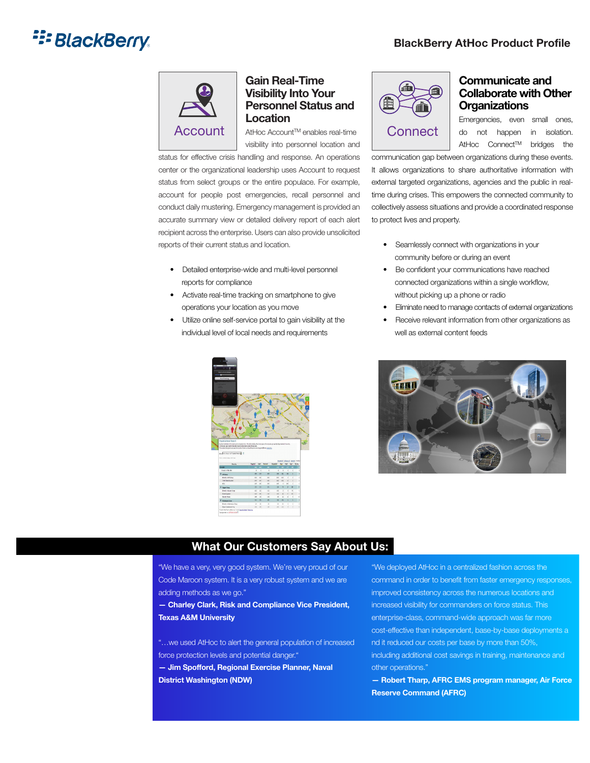## Gain Real-Time Visibility Into Your Personnel Status and Location

Account

AtHoc Account™ enables real-time visibility into personnel location and status for effective crisis handling and response. An operations center or the organizational leadership uses Account to request status from select groups or the entire populace. For example, account for people post emergencies, recall personnel and conduct daily mustering. Emergency management is provided an accurate summary view or detailed delivery report of each alert recipient across the enterprise. Users can also provide unsolicited reports of their current status and location.

- Detailed enterprise-wide and multi-level personnel reports for compliance
- Activate real-time tracking on smartphone to give operations your location as you move
- Utilize online self-service portal to gain visibility at the individual level of local needs and requirements

## Communicate and Collaborate with Other Organizations

Connect

Emergencies, even small ones, do not happen in isolation. AtHoc Connect™ bridges the communication gap between organizations during these events. It allows organizations to share authoritative information with external targeted organizations, agencies and the public in real-time during crises. This empowers the connected community to collectively assess situations and provide a coordinated response to protect lives and property.

- Seamlessly connect with organizations in your community before or during an event
- Be confident your communications have reached connected organizations within a single workflow, without picking up a phone or radio
- Eliminate need to manage contacts of external organizations
- Receive relevant information from other organizations as well as external content feeds

## What Our Customers Say About Us:

"We have a very, very good system. We're very proud of our Code Maroon system. It is a very robust system and we are adding methods as we go."

**— Charley Clark, Risk and Compliance Vice President, Texas A&M University**

"…we used AtHoc to alert the general population of increased force protection levels and potential danger."

**— Jim Spofford, Regional Exercise Planner, Naval District Washington (NDW)**

"We deployed AtHoc in a centralized fashion across the command in order to benefit from faster emergency responses, improved consistency across the numerous locations and increased visibility for commanders on force status. This enterprise-class, command-wide approach was far more cost-effective than independent, base-by-base deployments a nd it reduced our costs per base by more than 50%, including additional cost savings in training, maintenance and other operations."

**— Robert Tharp, AFRC EMS program manager, Air Force Reserve Command (AFRC)**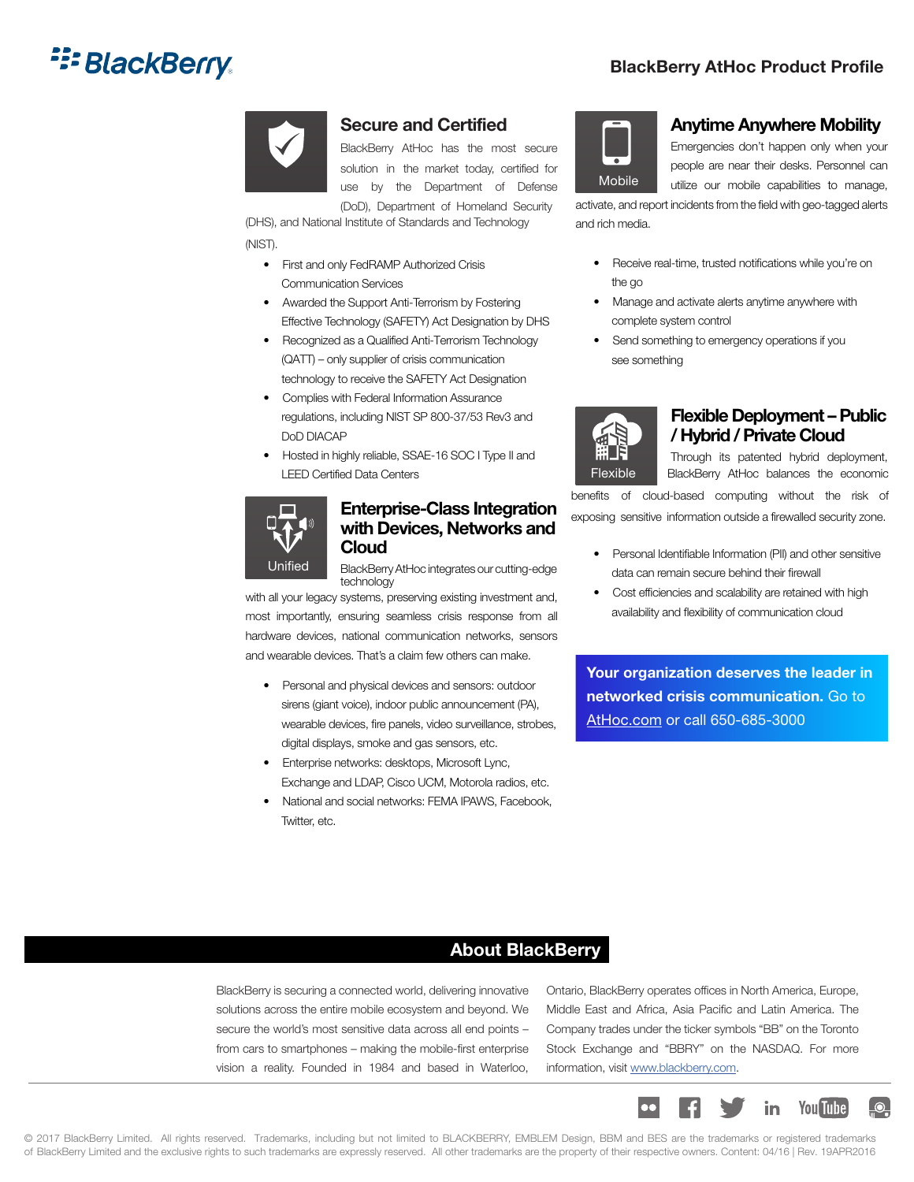## Secure and Certified

BlackBerry AtHoc has the most secure solution in the market today, certified for use by the Department of Defense (DoD), Department of Homeland Security (DHS), and National Institute of Standards and Technology (NIST).

- First and only FedRAMP Authorized Crisis Communication Services
- Awarded the Support Anti-Terrorism by Fostering Effective Technology (SAFETY) Act Designation by DHS
- Recognized as a Qualified Anti-Terrorism Technology (QATT) – only supplier of crisis communication technology to receive the SAFETY Act Designation
- Complies with Federal Information Assurance regulations, including NIST SP 800-37/53 Rev3 and DoD DIACAP
- Hosted in highly reliable, SSAE-16 SOC I Type II and LEED Certified Data Centers

## Enterprise-Class Integration with Devices, Networks and Cloud

Unified

BlackBerry AtHoc integrates our cutting-edge technology with all your legacy systems, preserving existing investment and, most importantly, ensuring seamless crisis response from all hardware devices, national communication networks, sensors and wearable devices. That's a claim few others can make.

- Personal and physical devices and sensors: outdoor sirens (giant voice), indoor public announcement (PA), wearable devices, fire panels, video surveillance, strobes, digital displays, smoke and gas sensors, etc.
- Enterprise networks: desktops, Microsoft Lync, Exchange and LDAP, Cisco UCM, Motorola radios, etc.
- National and social networks: FEMA IPAWS, Facebook, Twitter, etc.

## Anytime Anywhere Mobility

Mobile

Emergencies don't happen only when your people are near their desks. Personnel can utilize our mobile capabilities to manage, activate, and report incidents from the field with geo-tagged alerts and rich media.

- Receive real-time, trusted notifications while you're on the go
- Manage and activate alerts anytime anywhere with complete system control
- Send something to emergency operations if you see something

## Flexible Deployment – Public / Hybrid / Private Cloud

Flexible

Through its patented hybrid deployment, BlackBerry AtHoc balances the economic benefits of cloud-based computing without the risk of exposing sensitive information outside a firewalled security zone.

- Personal Identifiable Information (PII) and other sensitive data can remain secure behind their firewall
- Cost efficiencies and scalability are retained with high availability and flexibility of communication cloud

**Your organization deserves the leader in networked crisis communication.** Go to AtHoc.com or call 650-685-3000

## About BlackBerry

BlackBerry is securing a connected world, delivering innovative solutions across the entire mobile ecosystem and beyond. We secure the world's most sensitive data across all end points – from cars to smartphones – making the mobile-first enterprise vision a reality. Founded in 1984 and based in Waterloo, Ontario, BlackBerry operates offices in North America, Europe, Middle East and Africa, Asia Pacific and Latin America. The Company trades under the ticker symbols "BB" on the Toronto Stock Exchange and "BBRY" on the NASDAQ. For more information, visit www.blackberry.com.

© 2017 BlackBerry Limited. All rights reserved. Trademarks, including but not limited to BLACKBERRY, EMBLEM Design, BBM and BES are the trademarks or registered trademarks of BlackBerry Limited and the exclusive rights to such trademarks are expressly reserved. All other trademarks are the property of their respective owners. Content: 04/16 | Rev. 19APR2016